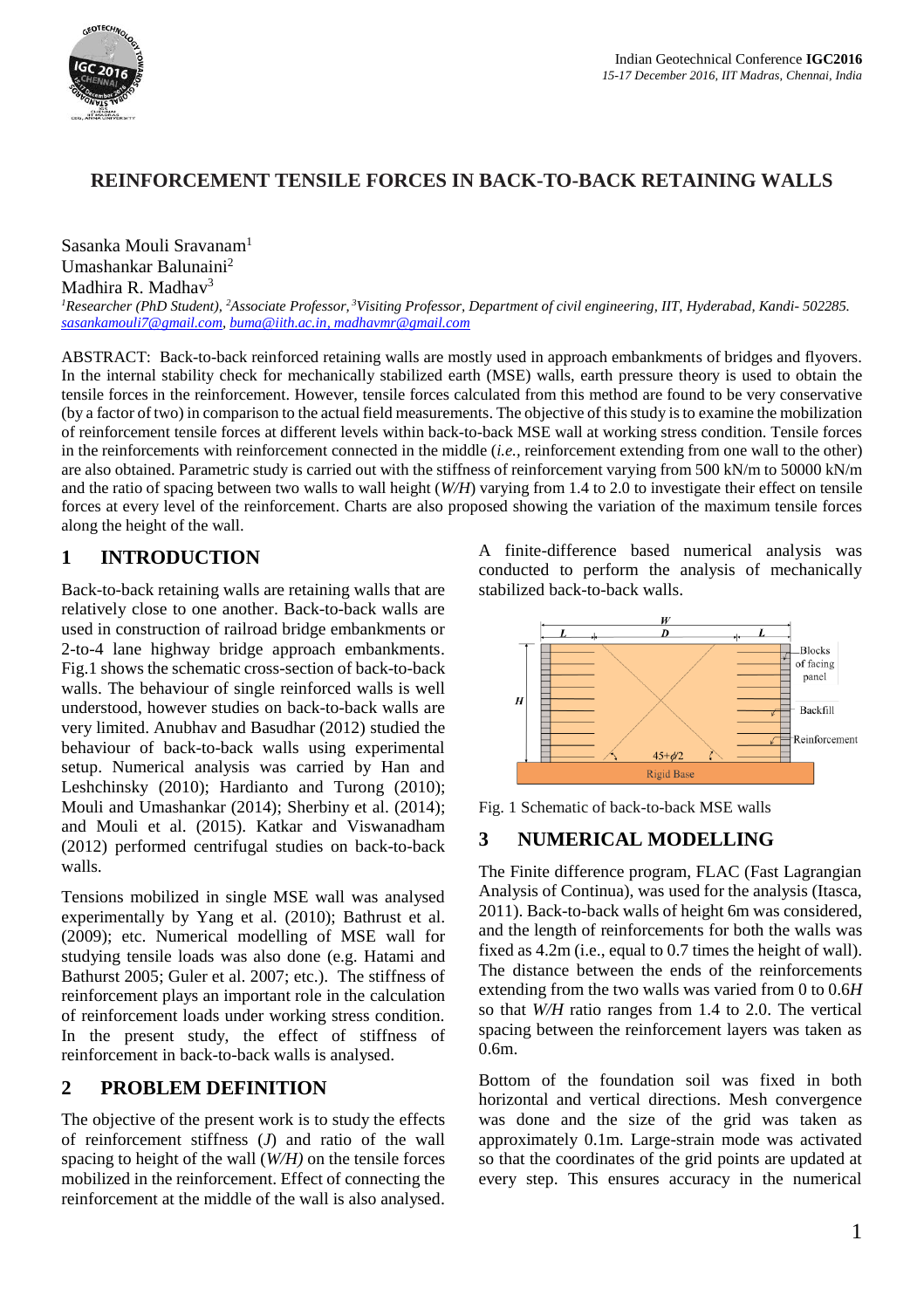# REINFORCEMENT TENSILE FORCES IN BACK-TO-BACK RETAINING WALLS

Sasanka Mouli Sravanam[1]
Umashankar Balunaini[2]
Madhira R. Madhav[3]

[1]*Researcher (PhD Student),* [2]*Associate Professor,* [3]*Visiting Professor, Department of civil engineering, IIT, Hyderabad, Kandi- 502285.*
*sasankamouli7@gmail.com, buma@iith.ac.in, madhavmr@gmail.com*

ABSTRACT: Back-to-back reinforced retaining walls are mostly used in approach embankments of bridges and flyovers. In the internal stability check for mechanically stabilized earth (MSE) walls, earth pressure theory is used to obtain the tensile forces in the reinforcement. However, tensile forces calculated from this method are found to be very conservative (by a factor of two) in comparison to the actual field measurements. The objective of this study is to examine the mobilization of reinforcement tensile forces at different levels within back-to-back MSE wall at working stress condition. Tensile forces in the reinforcements with reinforcement connected in the middle (*i.e.,* reinforcement extending from one wall to the other) are also obtained. Parametric study is carried out with the stiffness of reinforcement varying from 500 kN/m to 50000 kN/m and the ratio of spacing between two walls to wall height (*W/H*) varying from 1.4 to 2.0 to investigate their effect on tensile forces at every level of the reinforcement. Charts are also proposed showing the variation of the maximum tensile forces along the height of the wall.

## 1 INTRODUCTION

Back-to-back retaining walls are retaining walls that are relatively close to one another. Back-to-back walls are used in construction of railroad bridge embankments or 2-to-4 lane highway bridge approach embankments. Fig.1 shows the schematic cross-section of back-to-back walls. The behaviour of single reinforced walls is well understood, however studies on back-to-back walls are very limited. Anubhav and Basudhar (2012) studied the behaviour of back-to-back walls using experimental setup. Numerical analysis was carried by Han and Leshchinsky (2010); Hardianto and Turong (2010); Mouli and Umashankar (2014); Sherbiny et al. (2014); and Mouli et al. (2015). Katkar and Viswanadham (2012) performed centrifugal studies on back-to-back walls.

Tensions mobilized in single MSE wall was analysed experimentally by Yang et al. (2010); Bathrust et al. (2009); etc. Numerical modelling of MSE wall for studying tensile loads was also done (e.g. Hatami and Bathurst 2005; Guler et al. 2007; etc.). The stiffness of reinforcement plays an important role in the calculation of reinforcement loads under working stress condition. In the present study, the effect of stiffness of reinforcement in back-to-back walls is analysed.

## 2 PROBLEM DEFINITION

The objective of the present work is to study the effects of reinforcement stiffness (*J*) and ratio of the wall spacing to height of the wall (*W/H)* on the tensile forces mobilized in the reinforcement. Effect of connecting the reinforcement at the middle of the wall is also analysed.

A finite-difference based numerical analysis was conducted to perform the analysis of mechanically stabilized back-to-back walls.

Fig. 1 Schematic of back-to-back MSE walls

## 3 NUMERICAL MODELLING

The Finite difference program, FLAC (Fast Lagrangian Analysis of Continua), was used for the analysis (Itasca, 2011). Back-to-back walls of height 6m was considered, and the length of reinforcements for both the walls was fixed as 4.2m (i.e., equal to 0.7 times the height of wall). The distance between the ends of the reinforcements extending from the two walls was varied from 0 to 0.6*H* so that *W/H* ratio ranges from 1.4 to 2.0. The vertical spacing between the reinforcement layers was taken as 0.6m.

Bottom of the foundation soil was fixed in both horizontal and vertical directions. Mesh convergence was done and the size of the grid was taken as approximately 0.1m. Large-strain mode was activated so that the coordinates of the grid points are updated at every step. This ensures accuracy in the numerical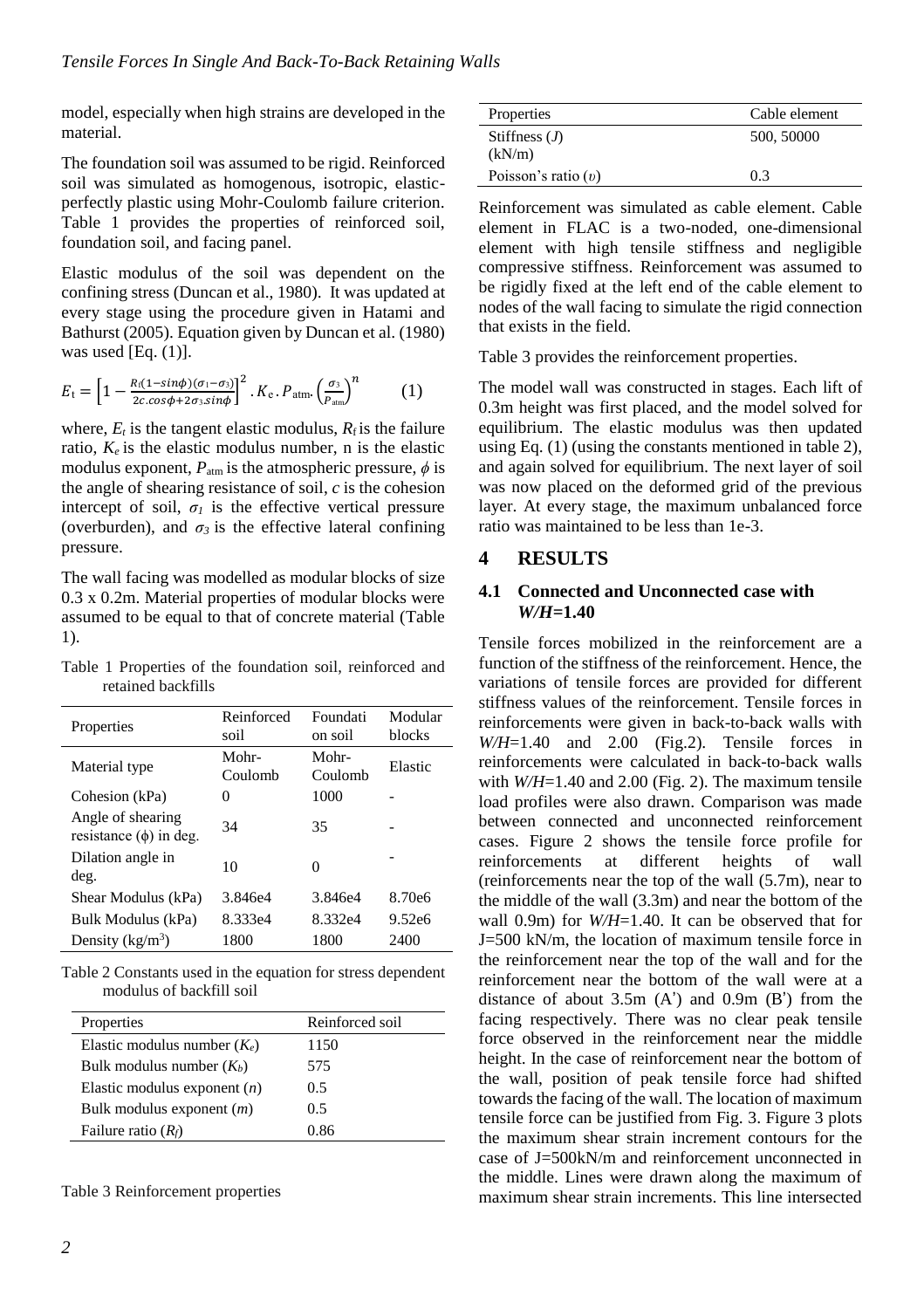model, especially when high strains are developed in the material.

The foundation soil was assumed to be rigid. Reinforced soil was simulated as homogenous, isotropic, elastic-perfectly plastic using Mohr-Coulomb failure criterion. Table 1 provides the properties of reinforced soil, foundation soil, and facing panel.

Elastic modulus of the soil was dependent on the confining stress (Duncan et al., 1980). It was updated at every stage using the procedure given in Hatami and Bathurst (2005). Equation given by Duncan et al. (1980) was used [Eq. (1)].

$$E_t = \left[1 - \frac{R_f(1-\sin\phi)(\sigma_1-\sigma_3)}{2c.\cos\phi+2\sigma_3.\sin\phi}\right]^2 . K_e . P_{atm} . \left(\frac{\sigma_3}{P_{atm}}\right)^n \qquad (1)$$

where, $E_t$ is the tangent elastic modulus, $R_f$ is the failure ratio, $K_e$ is the elastic modulus number, n is the elastic modulus exponent, $P_{atm}$ is the atmospheric pressure, $\phi$ is the angle of shearing resistance of soil, $c$ is the cohesion intercept of soil, $\sigma_1$ is the effective vertical pressure (overburden), and $\sigma_3$ is the effective lateral confining pressure.

The wall facing was modelled as modular blocks of size 0.3 x 0.2m. Material properties of modular blocks were assumed to be equal to that of concrete material (Table 1).

Table 1 Properties of the foundation soil, reinforced and retained backfills

| Properties | Reinforced soil | Foundation soil | Modular blocks |
|---|---|---|---|
| Material type | Mohr-Coulomb | Mohr-Coulomb | Elastic |
| Cohesion (kPa) | 0 | 1000 | - |
| Angle of shearing resistance (ϕ) in deg. | 34 | 35 | - |
| Dilation angle in deg. | 10 | 0 | - |
| Shear Modulus (kPa) | 3.846e4 | 3.846e4 | 8.70e6 |
| Bulk Modulus (kPa) | 8.333e4 | 8.332e4 | 9.52e6 |
| Density (kg/m$^3$) | 1800 | 1800 | 2400 |

Table 2 Constants used in the equation for stress dependent modulus of backfill soil

| Properties | Reinforced soil |
|---|---|
| Elastic modulus number ($K_e$) | 1150 |
| Bulk modulus number ($K_b$) | 575 |
| Elastic modulus exponent ($n$) | 0.5 |
| Bulk modulus exponent ($m$) | 0.5 |
| Failure ratio ($R_f$) | 0.86 |

Table 3 Reinforcement properties

| Properties | Cable element |
|---|---|
| Stiffness ($J$) (kN/m) | 500, 50000 |
| Poisson's ratio ($\upsilon$) | 0.3 |

Reinforcement was simulated as cable element. Cable element in FLAC is a two-noded, one-dimensional element with high tensile stiffness and negligible compressive stiffness. Reinforcement was assumed to be rigidly fixed at the left end of the cable element to nodes of the wall facing to simulate the rigid connection that exists in the field.

Table 3 provides the reinforcement properties.

The model wall was constructed in stages. Each lift of 0.3m height was first placed, and the model solved for equilibrium. The elastic modulus was then updated using Eq. (1) (using the constants mentioned in table 2), and again solved for equilibrium. The next layer of soil was now placed on the deformed grid of the previous layer. At every stage, the maximum unbalanced force ratio was maintained to be less than 1e-3.

# 4 RESULTS

## 4.1 Connected and Unconnected case with *W/H*=1.40

Tensile forces mobilized in the reinforcement are a function of the stiffness of the reinforcement. Hence, the variations of tensile forces are provided for different stiffness values of the reinforcement. Tensile forces in reinforcements were given in back-to-back walls with *W/H*=1.40 and 2.00 (Fig.2). Tensile forces in reinforcements were calculated in back-to-back walls with *W/H*=1.40 and 2.00 (Fig. 2). The maximum tensile load profiles were also drawn. Comparison was made between connected and unconnected reinforcement cases. Figure 2 shows the tensile force profile for reinforcements at different heights of wall (reinforcements near the top of the wall (5.7m), near to the middle of the wall (3.3m) and near the bottom of the wall 0.9m) for *W/H*=1.40. It can be observed that for J=500 kN/m, the location of maximum tensile force in the reinforcement near the top of the wall and for the reinforcement near the bottom of the wall were at a distance of about 3.5m (A') and 0.9m (B') from the facing respectively. There was no clear peak tensile force observed in the reinforcement near the middle height. In the case of reinforcement near the bottom of the wall, position of peak tensile force had shifted towards the facing of the wall. The location of maximum tensile force can be justified from Fig. 3. Figure 3 plots the maximum shear strain increment contours for the case of J=500kN/m and reinforcement unconnected in the middle. Lines were drawn along the maximum of maximum shear strain increments. This line intersected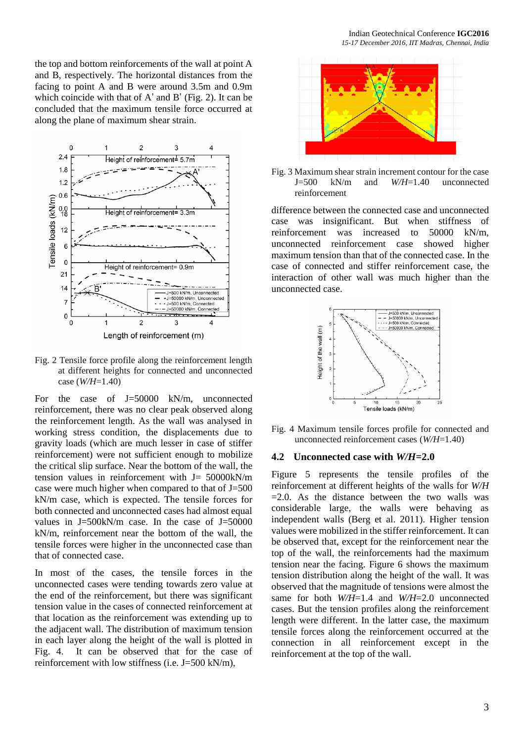the top and bottom reinforcements of the wall at point A and B, respectively. The horizontal distances from the facing to point A and B were around 3.5m and 0.9m which coincide with that of A' and B' (Fig. 2). It can be concluded that the maximum tensile force occurred at along the plane of maximum shear strain.

Fig. 2 Tensile force profile along the reinforcement length at different heights for connected and unconnected case ($W/H$=1.40)

For the case of J=50000 kN/m, unconnected reinforcement, there was no clear peak observed along the reinforcement length. As the wall was analysed in working stress condition, the displacements due to gravity loads (which are much lesser in case of stiffer reinforcement) were not sufficient enough to mobilize the critical slip surface. Near the bottom of the wall, the tension values in reinforcement with J= 50000kN/m case were much higher when compared to that of J=500 kN/m case, which is expected. The tensile forces for both connected and unconnected cases had almost equal values in J=500kN/m case. In the case of J=50000 kN/m, reinforcement near the bottom of the wall, the tensile forces were higher in the unconnected case than that of connected case.

In most of the cases, the tensile forces in the unconnected cases were tending towards zero value at the end of the reinforcement, but there was significant tension value in the cases of connected reinforcement at that location as the reinforcement was extending up to the adjacent wall. The distribution of maximum tension in each layer along the height of the wall is plotted in Fig. 4. It can be observed that for the case of reinforcement with low stiffness (i.e. J=500 kN/m),

Fig. 3 Maximum shear strain increment contour for the case J=500 kN/m and $W/H$=1.40 unconnected reinforcement

difference between the connected case and unconnected case was insignificant. But when stiffness of reinforcement was increased to 50000 kN/m, unconnected reinforcement case showed higher maximum tension than that of the connected case. In the case of connected and stiffer reinforcement case, the interaction of other wall was much higher than the unconnected case.

Fig. 4 Maximum tensile forces profile for connected and unconnected reinforcement cases ($W/H$=1.40)

### 4.2 Unconnected case with *W/H*=2.0

Figure 5 represents the tensile profiles of the reinforcement at different heights of the walls for $W/H$ =2.0. As the distance between the two walls was considerable large, the walls were behaving as independent walls (Berg et al. 2011). Higher tension values were mobilized in the stiffer reinforcement. It can be observed that, except for the reinforcement near the top of the wall, the reinforcements had the maximum tension near the facing. Figure 6 shows the maximum tension distribution along the height of the wall. It was observed that the magnitude of tensions were almost the same for both $W/H$=1.4 and $W/H$=2.0 unconnected cases. But the tension profiles along the reinforcement length were different. In the latter case, the maximum tensile forces along the reinforcement occurred at the connection in all reinforcement except in the reinforcement at the top of the wall.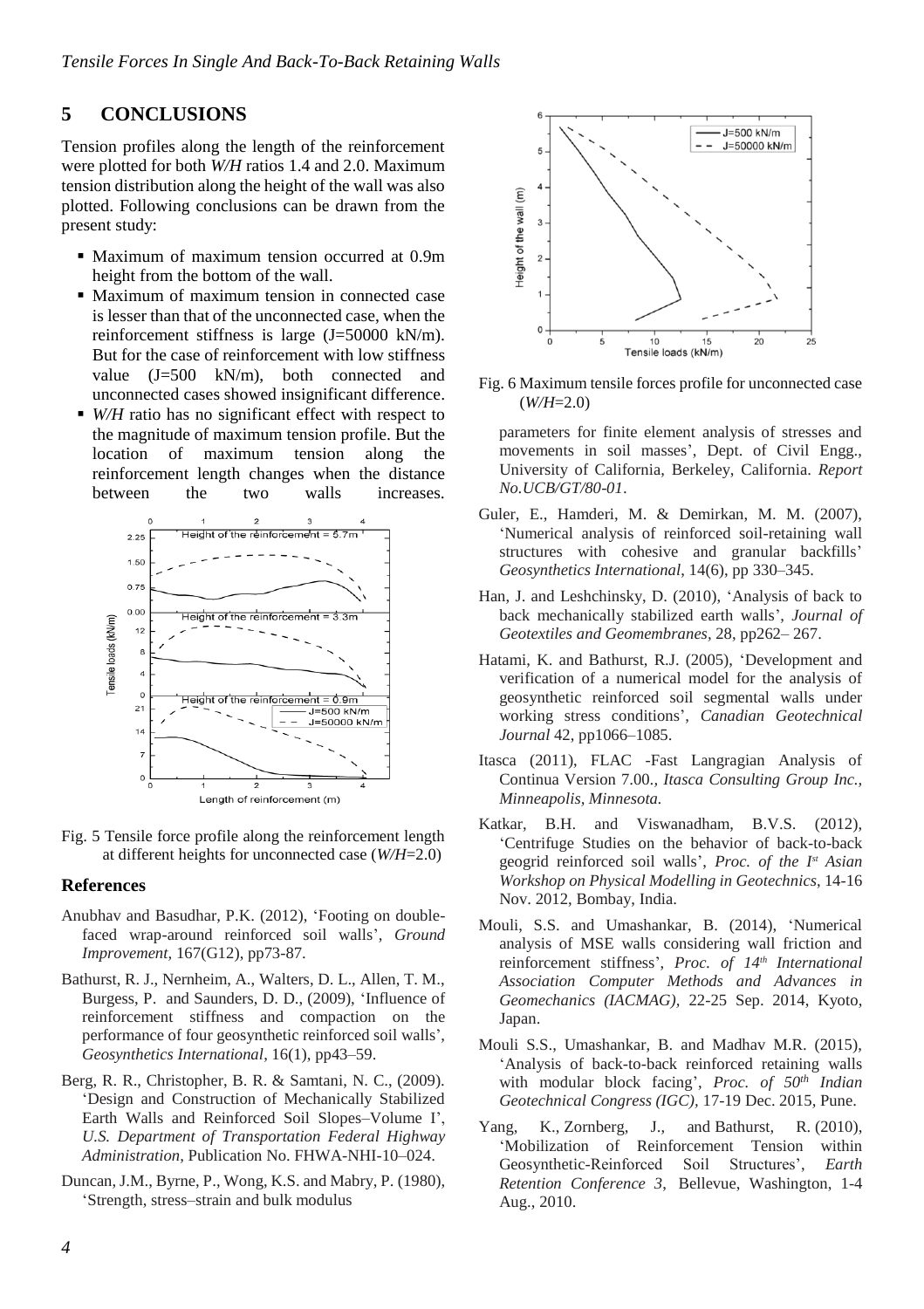## 5 CONCLUSIONS

Tension profiles along the length of the reinforcement were plotted for both *W/H* ratios 1.4 and 2.0. Maximum tension distribution along the height of the wall was also plotted. Following conclusions can be drawn from the present study:

- Maximum of maximum tension occurred at 0.9m height from the bottom of the wall.
- Maximum of maximum tension in connected case is lesser than that of the unconnected case, when the reinforcement stiffness is large (J=50000 kN/m). But for the case of reinforcement with low stiffness value (J=500 kN/m), both connected and unconnected cases showed insignificant difference.
- *W/H* ratio has no significant effect with respect to the magnitude of maximum tension profile. But the location of maximum tension along the reinforcement length changes when the distance between the two walls increases.

Height of the reinforcement = 5.7m
Height of the reinforcement = 3.3m
Height of the reinforcement = 0.9m
J=500 kN/m
J=50000 kN/m
Tensile loads (kN/m)
Length of reinforcement (m)

Fig. 5 Tensile force profile along the reinforcement length at different heights for unconnected case (*W/H*=2.0)

J=500 kN/m
J=50000 kN/m
Height of the wall (m)
Tensile loads (kN/m)

Fig. 6 Maximum tensile forces profile for unconnected case (*W/H*=2.0)

### References

Anubhav and Basudhar, P.K. (2012), 'Footing on double-faced wrap-around reinforced soil walls', *Ground Improvement*, 167(G12), pp73-87.

Bathurst, R. J., Nernheim, A., Walters, D. L., Allen, T. M., Burgess, P. and Saunders, D. D., (2009), 'Influence of reinforcement stiffness and compaction on the performance of four geosynthetic reinforced soil walls', *Geosynthetics International*, 16(1), pp43–59.

Berg, R. R., Christopher, B. R. & Samtani, N. C., (2009). 'Design and Construction of Mechanically Stabilized Earth Walls and Reinforced Soil Slopes–Volume I', *U.S. Department of Transportation Federal Highway Administration*, Publication No. FHWA-NHI-10–024.

Duncan, J.M., Byrne, P., Wong, K.S. and Mabry, P. (1980), 'Strength, stress–strain and bulk modulus parameters for finite element analysis of stresses and movements in soil masses', Dept. of Civil Engg., University of California, Berkeley, California. *Report No.UCB/GT/80-01*.

Guler, E., Hamderi, M. & Demirkan, M. M. (2007), 'Numerical analysis of reinforced soil-retaining wall structures with cohesive and granular backfills' *Geosynthetics International*, 14(6), pp 330–345.

Han, J. and Leshchinsky, D. (2010), 'Analysis of back to back mechanically stabilized earth walls', *Journal of Geotextiles and Geomembranes*, 28, pp262– 267.

Hatami, K. and Bathurst, R.J. (2005), 'Development and verification of a numerical model for the analysis of geosynthetic reinforced soil segmental walls under working stress conditions', *Canadian Geotechnical Journal* 42, pp1066–1085.

Itasca (2011), FLAC -Fast Langragian Analysis of Continua Version 7.00*., Itasca Consulting Group Inc., Minneapolis, Minnesota.*

Katkar, B.H. and Viswanadham, B.V.S. (2012), 'Centrifuge Studies on the behavior of back-to-back geogrid reinforced soil walls', *Proc. of the I[st] Asian Workshop on Physical Modelling in Geotechnics*, 14-16 Nov. 2012, Bombay, India.

Mouli, S.S. and Umashankar, B. (2014), 'Numerical analysis of MSE walls considering wall friction and reinforcement stiffness', *Proc. of 14[th] International Association Computer Methods and Advances in Geomechanics (IACMAG),* 22-25 Sep. 2014, Kyoto, Japan.

Mouli S.S., Umashankar, B. and Madhav M.R. (2015), 'Analysis of back-to-back reinforced retaining walls with modular block facing', *Proc. of 50[th] Indian Geotechnical Congress (IGC),* 17-19 Dec. 2015, Pune.

Yang, K., Zornberg, J., and Bathurst, R. (2010), 'Mobilization of Reinforcement Tension within Geosynthetic-Reinforced Soil Structures', *Earth Retention Conference 3*, Bellevue, Washington, 1-4 Aug., 2010.